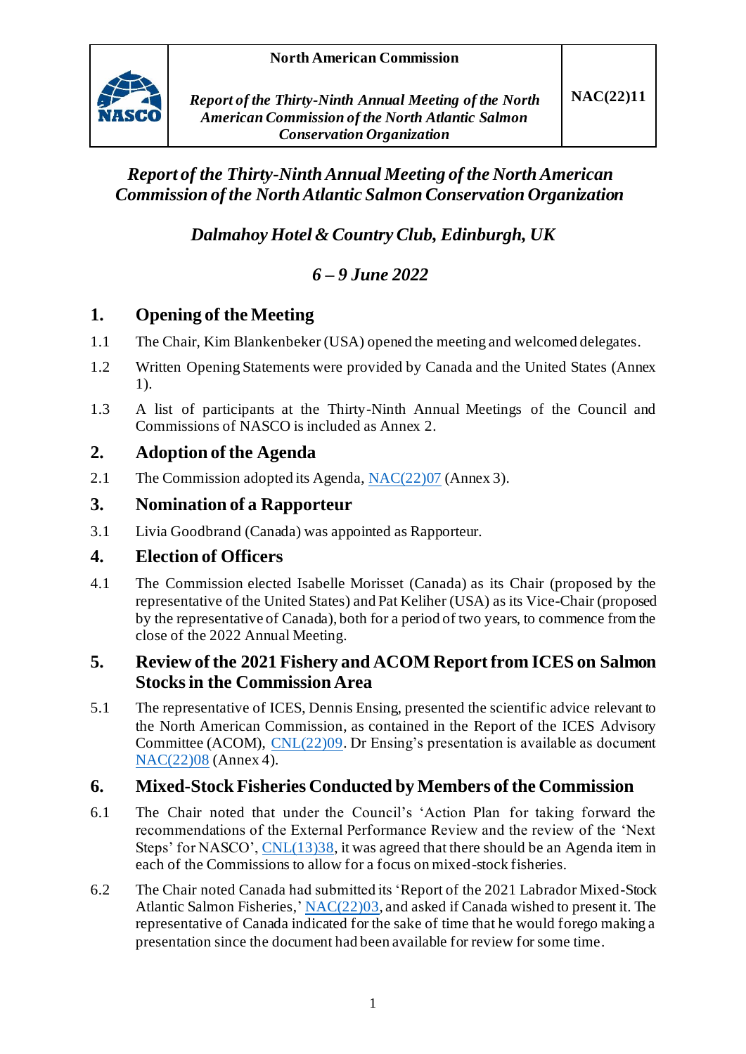| | North American Commission | |
|---|---|---|
| NASCO | *Report of the Thirty-Ninth Annual Meeting of the North American Commission of the North Atlantic Salmon Conservation Organization* | NAC(22)11 |

# *Report of the Thirty-Ninth Annual Meeting of the North American Commission of the North Atlantic Salmon Conservation Organization*

## *Dalmahoy Hotel & Country Club, Edinburgh, UK*

## *6 – 9 June 2022*

## 1. Opening of the Meeting

1.1 The Chair, Kim Blankenbeker (USA) opened the meeting and welcomed delegates.

1.2 Written Opening Statements were provided by Canada and the United States (Annex 1).

1.3 A list of participants at the Thirty-Ninth Annual Meetings of the Council and Commissions of NASCO is included as Annex 2.

## 2. Adoption of the Agenda

2.1 The Commission adopted its Agenda, NAC(22)07 (Annex 3).

## 3. Nomination of a Rapporteur

3.1 Livia Goodbrand (Canada) was appointed as Rapporteur.

## 4. Election of Officers

4.1 The Commission elected Isabelle Morisset (Canada) as its Chair (proposed by the representative of the United States) and Pat Keliher (USA) as its Vice-Chair (proposed by the representative of Canada), both for a period of two years, to commence from the close of the 2022 Annual Meeting.

## 5. Review of the 2021 Fishery and ACOM Report from ICES on Salmon Stocks in the Commission Area

5.1 The representative of ICES, Dennis Ensing, presented the scientific advice relevant to the North American Commission, as contained in the Report of the ICES Advisory Committee (ACOM), CNL(22)09. Dr Ensing's presentation is available as document NAC(22)08 (Annex 4).

## 6. Mixed-Stock Fisheries Conducted by Members of the Commission

6.1 The Chair noted that under the Council's 'Action Plan for taking forward the recommendations of the External Performance Review and the review of the 'Next Steps' for NASCO', CNL(13)38, it was agreed that there should be an Agenda item in each of the Commissions to allow for a focus on mixed-stock fisheries.

6.2 The Chair noted Canada had submitted its 'Report of the 2021 Labrador Mixed-Stock Atlantic Salmon Fisheries,' NAC(22)03, and asked if Canada wished to present it. The representative of Canada indicated for the sake of time that he would forego making a presentation since the document had been available for review for some time.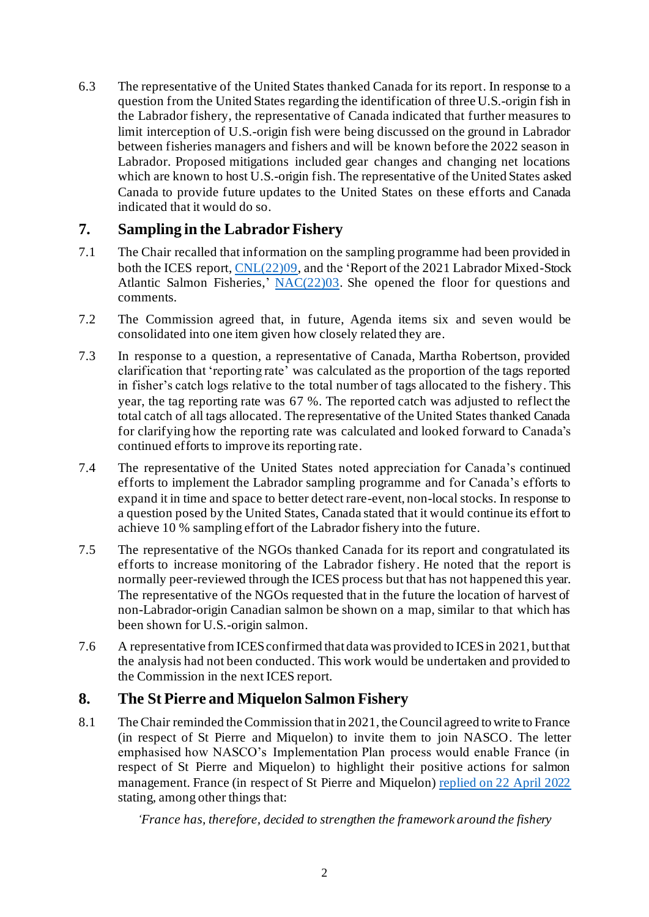6.3 The representative of the United States thanked Canada for its report. In response to a question from the United States regarding the identification of three U.S.-origin fish in the Labrador fishery, the representative of Canada indicated that further measures to limit interception of U.S.-origin fish were being discussed on the ground in Labrador between fisheries managers and fishers and will be known before the 2022 season in Labrador. Proposed mitigations included gear changes and changing net locations which are known to host U.S.-origin fish. The representative of the United States asked Canada to provide future updates to the United States on these efforts and Canada indicated that it would do so.

## 7. Sampling in the Labrador Fishery

7.1 The Chair recalled that information on the sampling programme had been provided in both the ICES report, CNL(22)09, and the 'Report of the 2021 Labrador Mixed-Stock Atlantic Salmon Fisheries,' NAC(22)03. She opened the floor for questions and comments.

7.2 The Commission agreed that, in future, Agenda items six and seven would be consolidated into one item given how closely related they are.

7.3 In response to a question, a representative of Canada, Martha Robertson, provided clarification that 'reporting rate' was calculated as the proportion of the tags reported in fisher's catch logs relative to the total number of tags allocated to the fishery. This year, the tag reporting rate was 67 %. The reported catch was adjusted to reflect the total catch of all tags allocated. The representative of the United States thanked Canada for clarifying how the reporting rate was calculated and looked forward to Canada's continued efforts to improve its reporting rate.

7.4 The representative of the United States noted appreciation for Canada's continued efforts to implement the Labrador sampling programme and for Canada's efforts to expand it in time and space to better detect rare-event, non-local stocks. In response to a question posed by the United States, Canada stated that it would continue its effort to achieve 10 % sampling effort of the Labrador fishery into the future.

7.5 The representative of the NGOs thanked Canada for its report and congratulated its efforts to increase monitoring of the Labrador fishery. He noted that the report is normally peer-reviewed through the ICES process but that has not happened this year. The representative of the NGOs requested that in the future the location of harvest of non-Labrador-origin Canadian salmon be shown on a map, similar to that which has been shown for U.S.-origin salmon.

7.6 A representative from ICES confirmed that data was provided to ICES in 2021, but that the analysis had not been conducted. This work would be undertaken and provided to the Commission in the next ICES report.

## 8. The St Pierre and Miquelon Salmon Fishery

8.1 The Chair reminded the Commission that in 2021, the Council agreed to write to France (in respect of St Pierre and Miquelon) to invite them to join NASCO. The letter emphasised how NASCO's Implementation Plan process would enable France (in respect of St Pierre and Miquelon) to highlight their positive actions for salmon management. France (in respect of St Pierre and Miquelon) replied on 22 April 2022 stating, among other things that:

*'France has, therefore, decided to strengthen the framework around the fishery*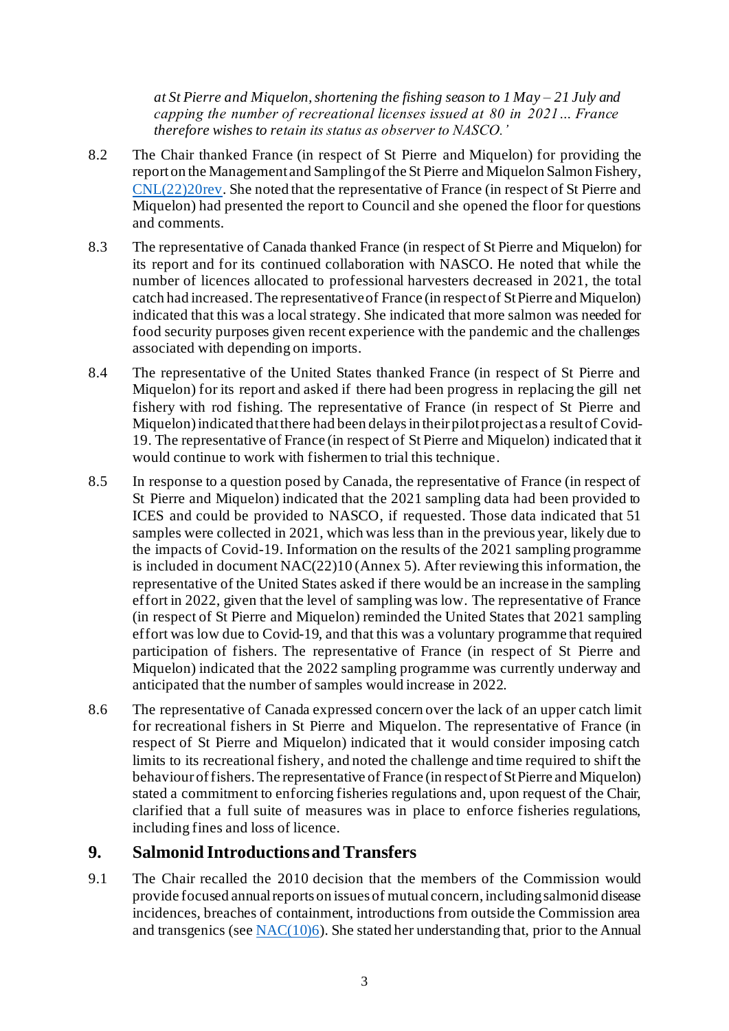*at St Pierre and Miquelon, shortening the fishing season to 1 May – 21 July and capping the number of recreational licenses issued at 80 in 2021… France therefore wishes to retain its status as observer to NASCO.'*

8.2 The Chair thanked France (in respect of St Pierre and Miquelon) for providing the report on the Management and Sampling of the St Pierre and Miquelon Salmon Fishery, [CNL(22)20rev](CNL(22)20rev). She noted that the representative of France (in respect of St Pierre and Miquelon) had presented the report to Council and she opened the floor for questions and comments.

8.3 The representative of Canada thanked France (in respect of St Pierre and Miquelon) for its report and for its continued collaboration with NASCO. He noted that while the number of licences allocated to professional harvesters decreased in 2021, the total catch had increased. The representative of France (in respect of St Pierre and Miquelon) indicated that this was a local strategy. She indicated that more salmon was needed for food security purposes given recent experience with the pandemic and the challenges associated with depending on imports.

8.4 The representative of the United States thanked France (in respect of St Pierre and Miquelon) for its report and asked if there had been progress in replacing the gill net fishery with rod fishing. The representative of France (in respect of St Pierre and Miquelon) indicated that there had been delays in their pilot project as a result of Covid-19. The representative of France (in respect of St Pierre and Miquelon) indicated that it would continue to work with fishermen to trial this technique.

8.5 In response to a question posed by Canada, the representative of France (in respect of St Pierre and Miquelon) indicated that the 2021 sampling data had been provided to ICES and could be provided to NASCO, if requested. Those data indicated that 51 samples were collected in 2021, which was less than in the previous year, likely due to the impacts of Covid-19. Information on the results of the 2021 sampling programme is included in document NAC(22)10 (Annex 5). After reviewing this information, the representative of the United States asked if there would be an increase in the sampling effort in 2022, given that the level of sampling was low. The representative of France (in respect of St Pierre and Miquelon) reminded the United States that 2021 sampling effort was low due to Covid-19, and that this was a voluntary programme that required participation of fishers. The representative of France (in respect of St Pierre and Miquelon) indicated that the 2022 sampling programme was currently underway and anticipated that the number of samples would increase in 2022.

8.6 The representative of Canada expressed concern over the lack of an upper catch limit for recreational fishers in St Pierre and Miquelon. The representative of France (in respect of St Pierre and Miquelon) indicated that it would consider imposing catch limits to its recreational fishery, and noted the challenge and time required to shift the behaviour of fishers. The representative of France (in respect of St Pierre and Miquelon) stated a commitment to enforcing fisheries regulations and, upon request of the Chair, clarified that a full suite of measures was in place to enforce fisheries regulations, including fines and loss of licence.

## 9. Salmonid Introductions and Transfers

9.1 The Chair recalled the 2010 decision that the members of the Commission would provide focused annual reports on issues of mutual concern, including salmonid disease incidences, breaches of containment, introductions from outside the Commission area and transgenics (see [NAC(10)6](NAC(10)6)). She stated her understanding that, prior to the Annual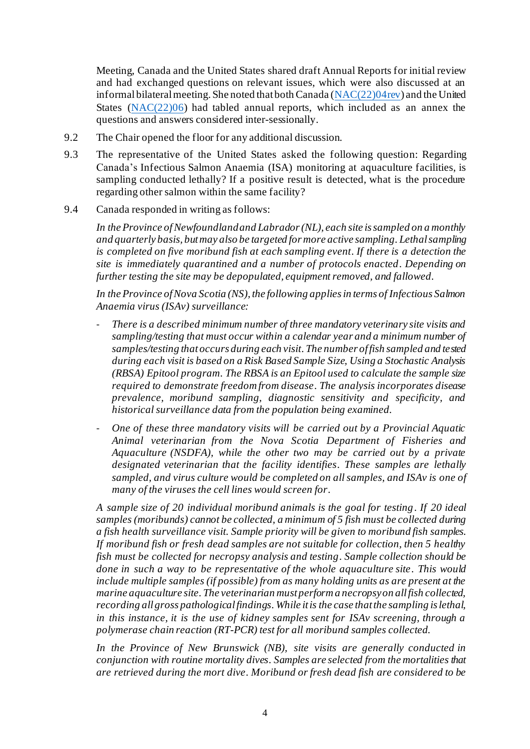Meeting, Canada and the United States shared draft Annual Reports for initial review and had exchanged questions on relevant issues, which were also discussed at an informal bilateral meeting. She noted that both Canada (NAC(22)04rev) and the United States (NAC(22)06) had tabled annual reports, which included as an annex the questions and answers considered inter-sessionally.

9.2 The Chair opened the floor for any additional discussion.

9.3 The representative of the United States asked the following question: Regarding Canada's Infectious Salmon Anaemia (ISA) monitoring at aquaculture facilities, is sampling conducted lethally? If a positive result is detected, what is the procedure regarding other salmon within the same facility?

9.4 Canada responded in writing as follows:

*In the Province of Newfoundland and Labrador (NL), each site is sampled on a monthly and quarterly basis, but may also be targeted for more active sampling. Lethal sampling is completed on five moribund fish at each sampling event. If there is a detection the site is immediately quarantined and a number of protocols enacted. Depending on further testing the site may be depopulated, equipment removed, and fallowed.*

*In the Province of Nova Scotia (NS), the following applies in terms of Infectious Salmon Anaemia virus (ISAv) surveillance:*

- *There is a described minimum number of three mandatory veterinary site visits and sampling/testing that must occur within a calendar year and a minimum number of samples/testing that occurs during each visit. The number of fish sampled and tested during each visit is based on a Risk Based Sample Size, Using a Stochastic Analysis (RBSA) Epitool program. The RBSA is an Epitool used to calculate the sample size required to demonstrate freedom from disease. The analysis incorporates disease prevalence, moribund sampling, diagnostic sensitivity and specificity, and historical surveillance data from the population being examined.*
- *One of these three mandatory visits will be carried out by a Provincial Aquatic Animal veterinarian from the Nova Scotia Department of Fisheries and Aquaculture (NSDFA), while the other two may be carried out by a private designated veterinarian that the facility identifies. These samples are lethally sampled, and virus culture would be completed on all samples, and ISAv is one of many of the viruses the cell lines would screen for.*

*A sample size of 20 individual moribund animals is the goal for testing. If 20 ideal samples (moribunds) cannot be collected, a minimum of 5 fish must be collected during a fish health surveillance visit. Sample priority will be given to moribund fish samples. If moribund fish or fresh dead samples are not suitable for collection, then 5 healthy fish must be collected for necropsy analysis and testing. Sample collection should be done in such a way to be representative of the whole aquaculture site. This would include multiple samples (if possible) from as many holding units as are present at the marine aquaculture site. The veterinarian must perform a necropsy on all fish collected, recording all gross pathological findings. While it is the case that the sampling is lethal, in this instance, it is the use of kidney samples sent for ISAv screening, through a polymerase chain reaction (RT-PCR) test for all moribund samples collected.*

*In the Province of New Brunswick (NB), site visits are generally conducted in conjunction with routine mortality dives. Samples are selected from the mortalities that are retrieved during the mort dive. Moribund or fresh dead fish are considered to be*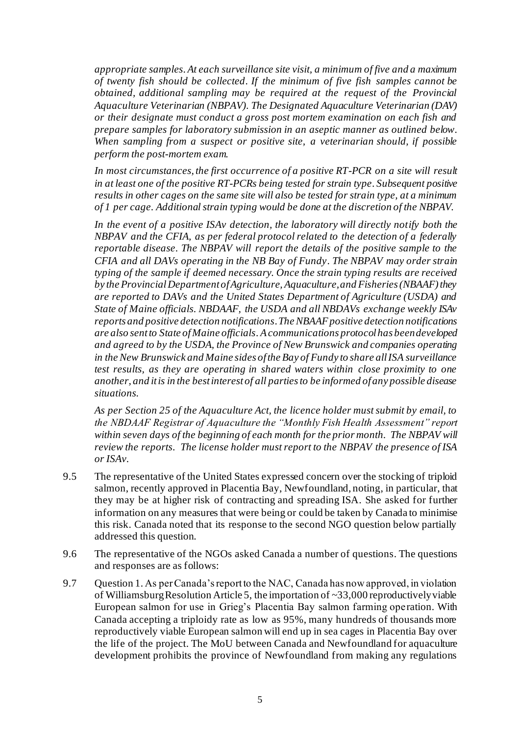*appropriate samples. At each surveillance site visit, a minimum of five and a maximum of twenty fish should be collected. If the minimum of five fish samples cannot be obtained, additional sampling may be required at the request of the Provincial Aquaculture Veterinarian (NBPAV). The Designated Aquaculture Veterinarian (DAV) or their designate must conduct a gross post mortem examination on each fish and prepare samples for laboratory submission in an aseptic manner as outlined below. When sampling from a suspect or positive site, a veterinarian should, if possible perform the post-mortem exam.*

*In most circumstances, the first occurrence of a positive RT-PCR on a site will result in at least one of the positive RT-PCRs being tested for strain type. Subsequent positive results in other cages on the same site will also be tested for strain type, at a minimum of 1 per cage. Additional strain typing would be done at the discretion of the NBPAV.*

*In the event of a positive ISAv detection, the laboratory will directly notify both the NBPAV and the CFIA, as per federal protocol related to the detection of a federally reportable disease. The NBPAV will report the details of the positive sample to the CFIA and all DAVs operating in the NB Bay of Fundy. The NBPAV may order strain typing of the sample if deemed necessary. Once the strain typing results are received by the Provincial Department of Agriculture, Aquaculture, and Fisheries (NBAAF) they are reported to DAVs and the United States Department of Agriculture (USDA) and State of Maine officials. NBDAAF, the USDA and all NBDAVs exchange weekly ISAv reports and positive detection notifications. The NBAAF positive detection notifications are also sent to State of Maine officials. A communications protocol has been developed and agreed to by the USDA, the Province of New Brunswick and companies operating in the New Brunswick and Maine sides of the Bay of Fundy to share all ISA surveillance test results, as they are operating in shared waters within close proximity to one another, and it is in the best interest of all parties to be informed of any possible disease situations.*

*As per Section 25 of the Aquaculture Act, the licence holder must submit by email, to the NBDAAF Registrar of Aquaculture the "Monthly Fish Health Assessment" report within seven days of the beginning of each month for the prior month. The NBPAV will review the reports. The license holder must report to the NBPAV the presence of ISA or ISAv.*

9.5 The representative of the United States expressed concern over the stocking of triploid salmon, recently approved in Placentia Bay, Newfoundland, noting, in particular, that they may be at higher risk of contracting and spreading ISA. She asked for further information on any measures that were being or could be taken by Canada to minimise this risk. Canada noted that its response to the second NGO question below partially addressed this question.

9.6 The representative of the NGOs asked Canada a number of questions. The questions and responses are as follows:

9.7 Question 1. As per Canada's report to the NAC, Canada has now approved, in violation of Williamsburg Resolution Article 5, the importation of ~33,000 reproductively viable European salmon for use in Grieg's Placentia Bay salmon farming operation. With Canada accepting a triploidy rate as low as 95%, many hundreds of thousands more reproductively viable European salmon will end up in sea cages in Placentia Bay over the life of the project. The MoU between Canada and Newfoundland for aquaculture development prohibits the province of Newfoundland from making any regulations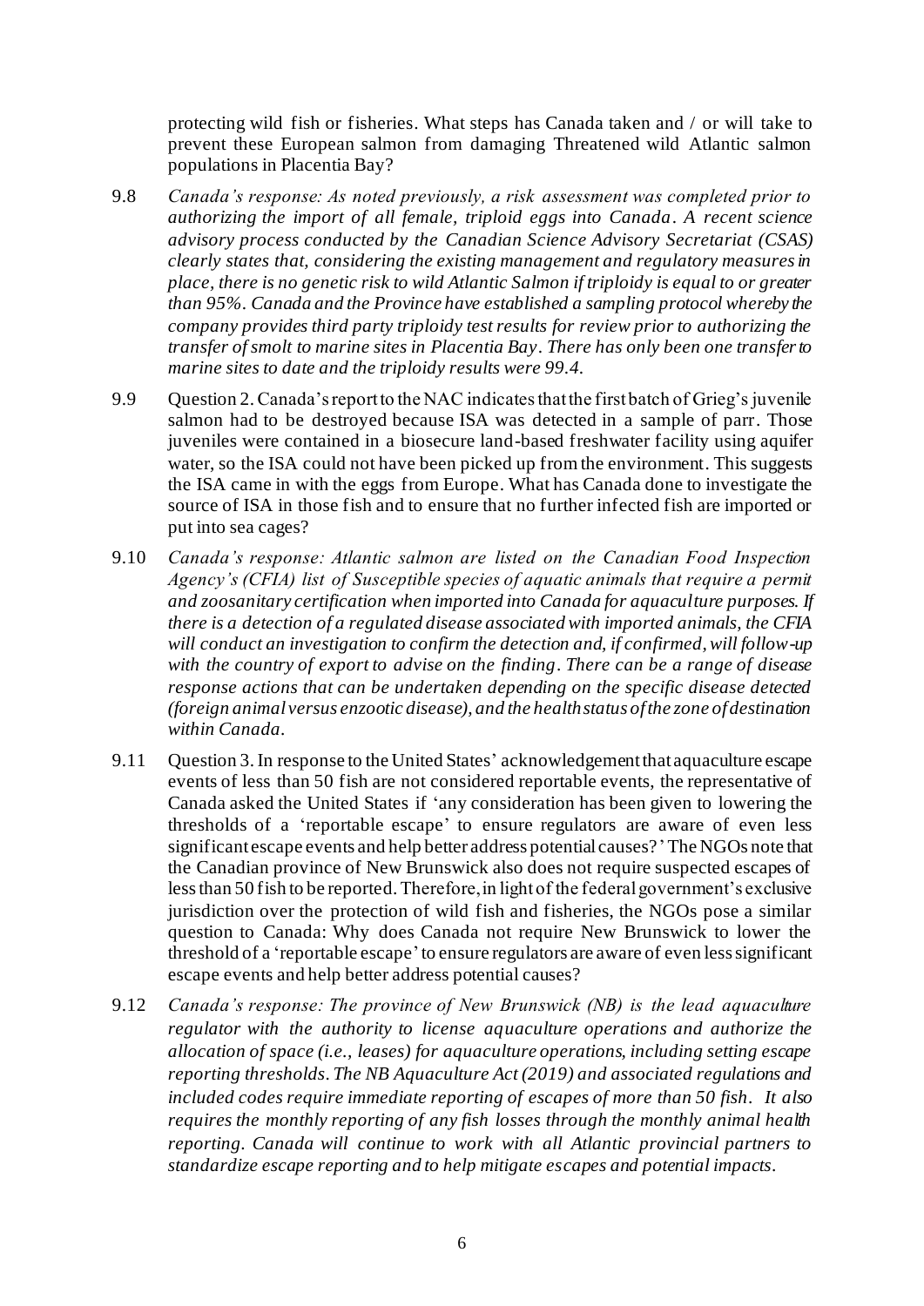protecting wild fish or fisheries. What steps has Canada taken and / or will take to prevent these European salmon from damaging Threatened wild Atlantic salmon populations in Placentia Bay?

9.8 *Canada's response: As noted previously, a risk assessment was completed prior to authorizing the import of all female, triploid eggs into Canada. A recent science advisory process conducted by the Canadian Science Advisory Secretariat (CSAS) clearly states that, considering the existing management and regulatory measures in place, there is no genetic risk to wild Atlantic Salmon if triploidy is equal to or greater than 95%. Canada and the Province have established a sampling protocol whereby the company provides third party triploidy test results for review prior to authorizing the transfer of smolt to marine sites in Placentia Bay. There has only been one transfer to marine sites to date and the triploidy results were 99.4.*

9.9 Question 2. Canada's report to the NAC indicates that the first batch of Grieg's juvenile salmon had to be destroyed because ISA was detected in a sample of parr. Those juveniles were contained in a biosecure land-based freshwater facility using aquifer water, so the ISA could not have been picked up from the environment. This suggests the ISA came in with the eggs from Europe. What has Canada done to investigate the source of ISA in those fish and to ensure that no further infected fish are imported or put into sea cages?

9.10 *Canada's response: Atlantic salmon are listed on the Canadian Food Inspection Agency's (CFIA) list of Susceptible species of aquatic animals that require a permit and zoosanitary certification when imported into Canada for aquaculture purposes. If there is a detection of a regulated disease associated with imported animals, the CFIA will conduct an investigation to confirm the detection and, if confirmed, will follow-up with the country of export to advise on the finding. There can be a range of disease response actions that can be undertaken depending on the specific disease detected (foreign animal versus enzootic disease), and the health status of the zone of destination within Canada.*

9.11 Question 3. In response to the United States' acknowledgement that aquaculture escape events of less than 50 fish are not considered reportable events, the representative of Canada asked the United States if 'any consideration has been given to lowering the thresholds of a 'reportable escape' to ensure regulators are aware of even less significant escape events and help better address potential causes?' The NGOs note that the Canadian province of New Brunswick also does not require suspected escapes of less than 50 fish to be reported. Therefore, in light of the federal government's exclusive jurisdiction over the protection of wild fish and fisheries, the NGOs pose a similar question to Canada: Why does Canada not require New Brunswick to lower the threshold of a 'reportable escape' to ensure regulators are aware of even less significant escape events and help better address potential causes?

9.12 *Canada's response: The province of New Brunswick (NB) is the lead aquaculture regulator with the authority to license aquaculture operations and authorize the allocation of space (i.e., leases) for aquaculture operations, including setting escape reporting thresholds. The NB Aquaculture Act (2019) and associated regulations and included codes require immediate reporting of escapes of more than 50 fish. It also requires the monthly reporting of any fish losses through the monthly animal health reporting. Canada will continue to work with all Atlantic provincial partners to standardize escape reporting and to help mitigate escapes and potential impacts.*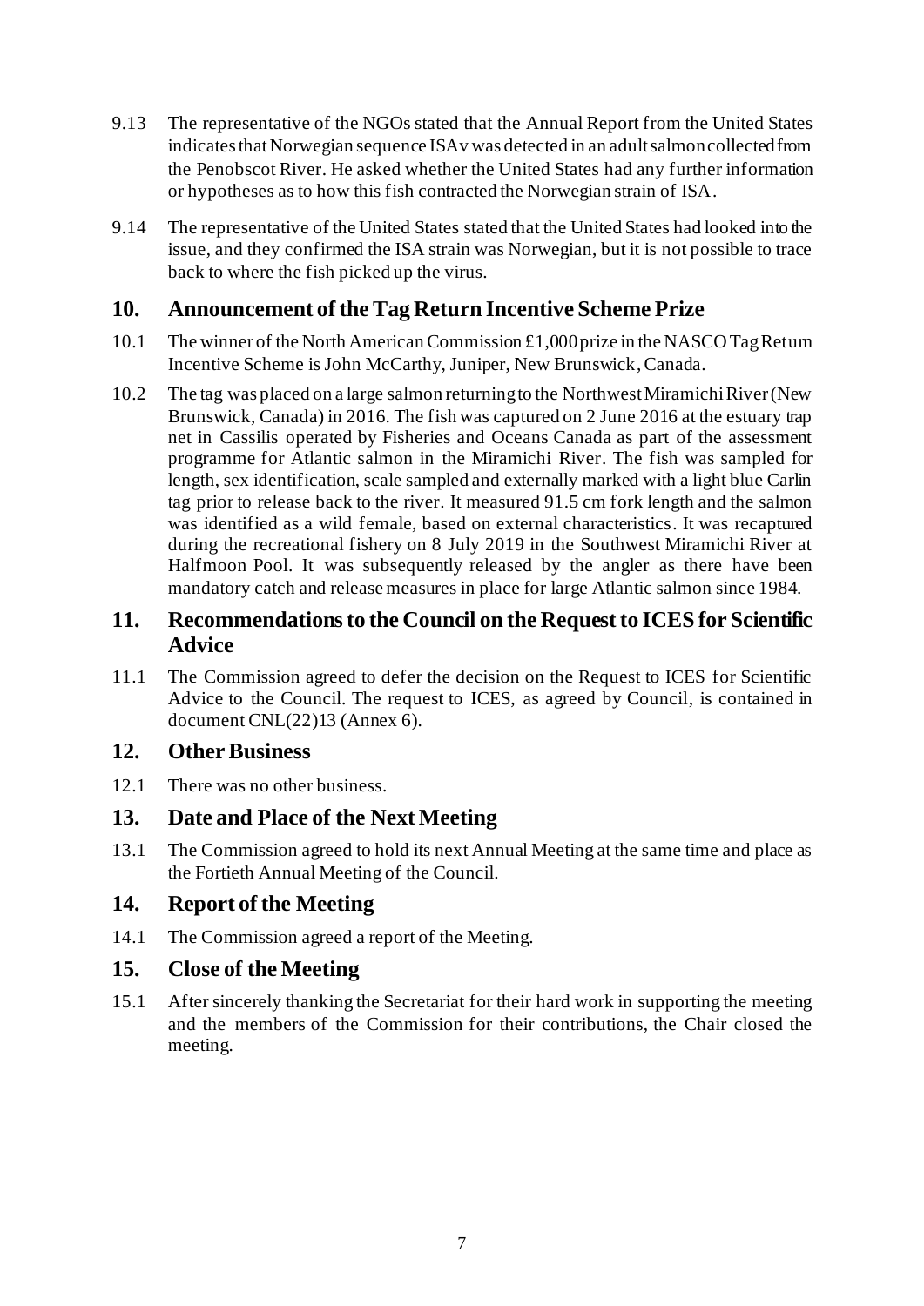9.13 The representative of the NGOs stated that the Annual Report from the United States indicates that Norwegian sequence ISAv was detected in an adult salmon collected from the Penobscot River. He asked whether the United States had any further information or hypotheses as to how this fish contracted the Norwegian strain of ISA.

9.14 The representative of the United States stated that the United States had looked into the issue, and they confirmed the ISA strain was Norwegian, but it is not possible to trace back to where the fish picked up the virus.

## 10. Announcement of the Tag Return Incentive Scheme Prize

10.1 The winner of the North American Commission £1,000 prize in the NASCO Tag Return Incentive Scheme is John McCarthy, Juniper, New Brunswick, Canada.

10.2 The tag was placed on a large salmon returning to the Northwest Miramichi River (New Brunswick, Canada) in 2016. The fish was captured on 2 June 2016 at the estuary trap net in Cassilis operated by Fisheries and Oceans Canada as part of the assessment programme for Atlantic salmon in the Miramichi River. The fish was sampled for length, sex identification, scale sampled and externally marked with a light blue Carlin tag prior to release back to the river. It measured 91.5 cm fork length and the salmon was identified as a wild female, based on external characteristics. It was recaptured during the recreational fishery on 8 July 2019 in the Southwest Miramichi River at Halfmoon Pool. It was subsequently released by the angler as there have been mandatory catch and release measures in place for large Atlantic salmon since 1984.

## 11. Recommendations to the Council on the Request to ICES for Scientific Advice

11.1 The Commission agreed to defer the decision on the Request to ICES for Scientific Advice to the Council. The request to ICES, as agreed by Council, is contained in document CNL(22)13 (Annex 6).

## 12. Other Business

12.1 There was no other business.

## 13. Date and Place of the Next Meeting

13.1 The Commission agreed to hold its next Annual Meeting at the same time and place as the Fortieth Annual Meeting of the Council.

## 14. Report of the Meeting

14.1 The Commission agreed a report of the Meeting.

## 15. Close of the Meeting

15.1 After sincerely thanking the Secretariat for their hard work in supporting the meeting and the members of the Commission for their contributions, the Chair closed the meeting.